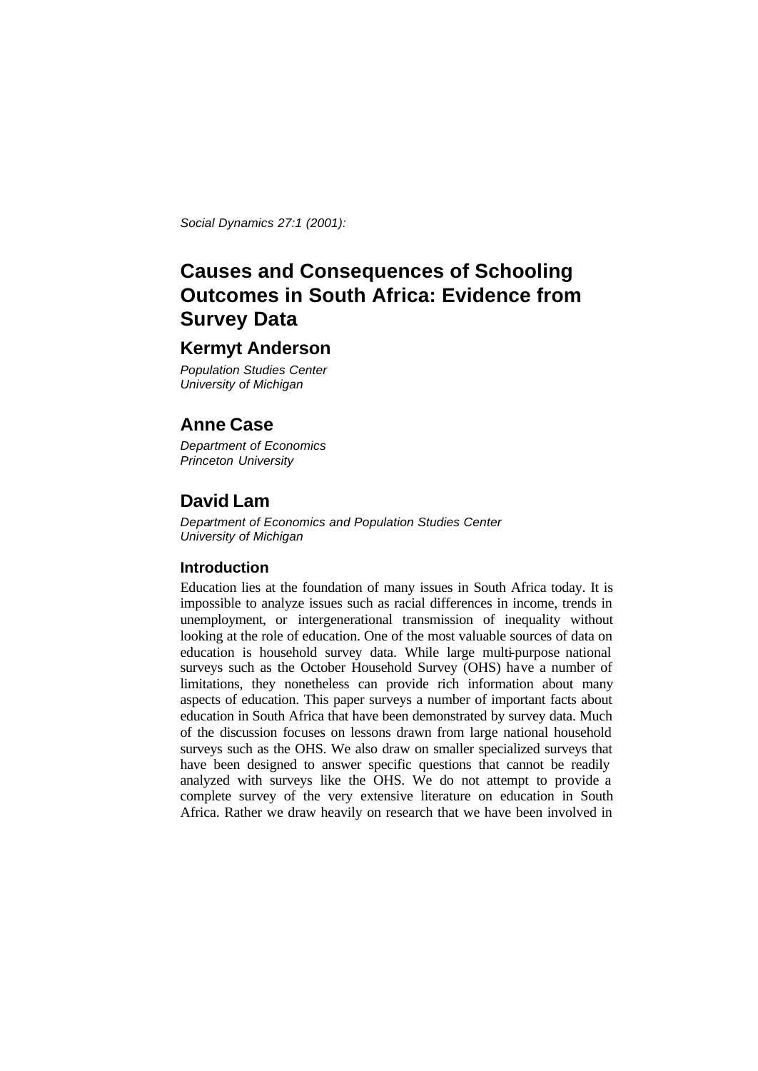*Social Dynamics 27:1 (2001):*

# Causes and Consequences of Schooling Outcomes in South Africa: Evidence from Survey Data

## Kermyt Anderson

*Population Studies Center*
*University of Michigan*

## Anne Case

*Department of Economics*
*Princeton University*

## David Lam

*Department of Economics and Population Studies Center*
*University of Michigan*

### Introduction

Education lies at the foundation of many issues in South Africa today. It is impossible to analyze issues such as racial differences in income, trends in unemployment, or intergenerational transmission of inequality without looking at the role of education. One of the most valuable sources of data on education is household survey data. While large multi-purpose national surveys such as the October Household Survey (OHS) have a number of limitations, they nonetheless can provide rich information about many aspects of education. This paper surveys a number of important facts about education in South Africa that have been demonstrated by survey data. Much of the discussion focuses on lessons drawn from large national household surveys such as the OHS. We also draw on smaller specialized surveys that have been designed to answer specific questions that cannot be readily analyzed with surveys like the OHS. We do not attempt to provide a complete survey of the very extensive literature on education in South Africa. Rather we draw heavily on research that we have been involved in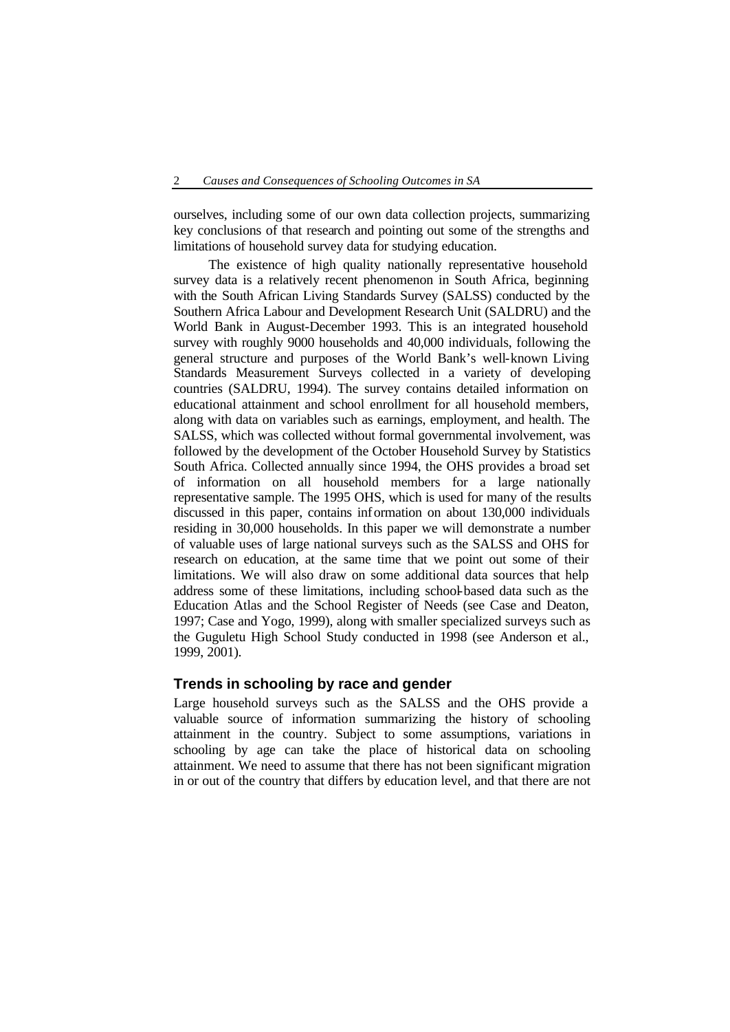ourselves, including some of our own data collection projects, summarizing key conclusions of that research and pointing out some of the strengths and limitations of household survey data for studying education.

The existence of high quality nationally representative household survey data is a relatively recent phenomenon in South Africa, beginning with the South African Living Standards Survey (SALSS) conducted by the Southern Africa Labour and Development Research Unit (SALDRU) and the World Bank in August-December 1993. This is an integrated household survey with roughly 9000 households and 40,000 individuals, following the general structure and purposes of the World Bank's well-known Living Standards Measurement Surveys collected in a variety of developing countries (SALDRU, 1994). The survey contains detailed information on educational attainment and school enrollment for all household members, along with data on variables such as earnings, employment, and health. The SALSS, which was collected without formal governmental involvement, was followed by the development of the October Household Survey by Statistics South Africa. Collected annually since 1994, the OHS provides a broad set of information on all household members for a large nationally representative sample. The 1995 OHS, which is used for many of the results discussed in this paper, contains information on about 130,000 individuals residing in 30,000 households. In this paper we will demonstrate a number of valuable uses of large national surveys such as the SALSS and OHS for research on education, at the same time that we point out some of their limitations. We will also draw on some additional data sources that help address some of these limitations, including school-based data such as the Education Atlas and the School Register of Needs (see Case and Deaton, 1997; Case and Yogo, 1999), along with smaller specialized surveys such as the Guguletu High School Study conducted in 1998 (see Anderson et al., 1999, 2001).

## Trends in schooling by race and gender

Large household surveys such as the SALSS and the OHS provide a valuable source of information summarizing the history of schooling attainment in the country. Subject to some assumptions, variations in schooling by age can take the place of historical data on schooling attainment. We need to assume that there has not been significant migration in or out of the country that differs by education level, and that there are not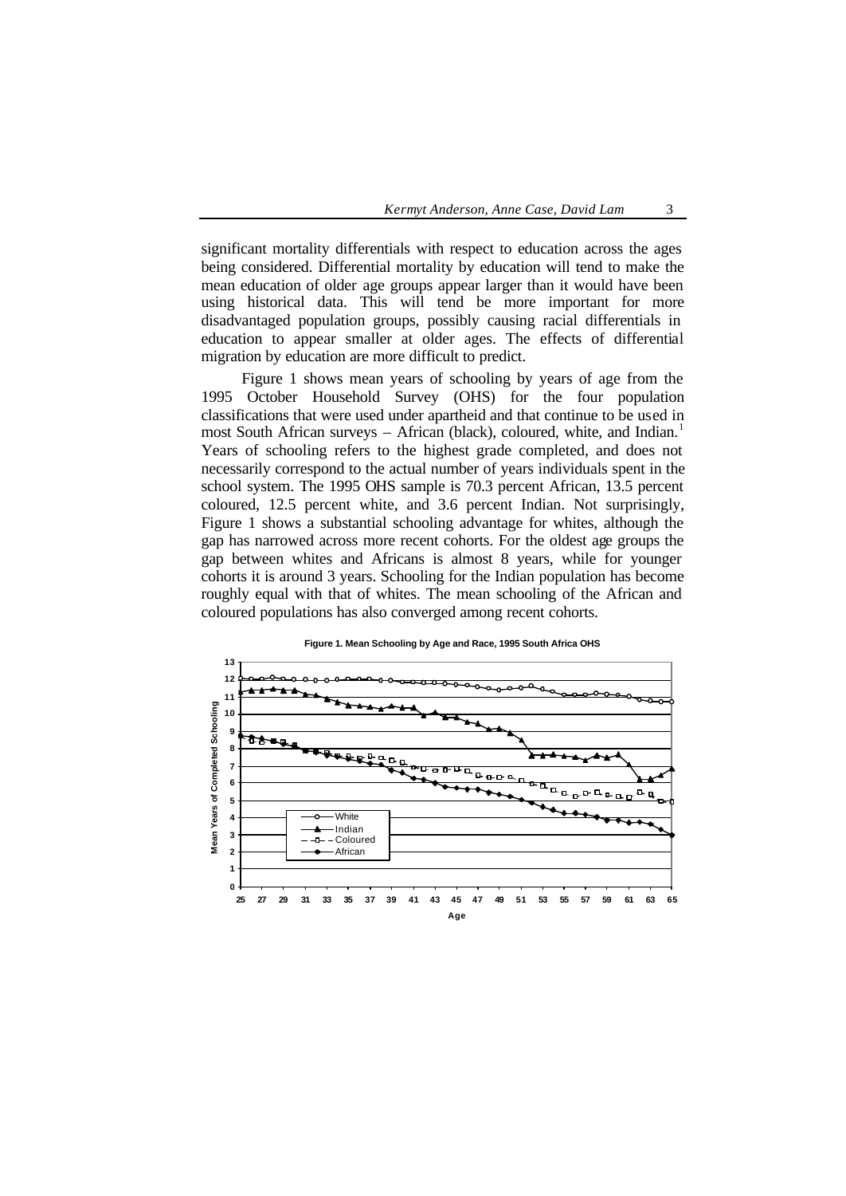significant mortality differentials with respect to education across the ages being considered. Differential mortality by education will tend to make the mean education of older age groups appear larger than it would have been using historical data. This will tend be more important for more disadvantaged population groups, possibly causing racial differentials in education to appear smaller at older ages. The effects of differential migration by education are more difficult to predict.

Figure 1 shows mean years of schooling by years of age from the 1995 October Household Survey (OHS) for the four population classifications that were used under apartheid and that continue to be used in most South African surveys – African (black), coloured, white, and Indian.[1] Years of schooling refers to the highest grade completed, and does not necessarily correspond to the actual number of years individuals spent in the school system. The 1995 OHS sample is 70.3 percent African, 13.5 percent coloured, 12.5 percent white, and 3.6 percent Indian. Not surprisingly, Figure 1 shows a substantial schooling advantage for whites, although the gap has narrowed across more recent cohorts. For the oldest age groups the gap between whites and Africans is almost 8 years, while for younger cohorts it is around 3 years. Schooling for the Indian population has become roughly equal with that of whites. The mean schooling of the African and coloured populations has also converged among recent cohorts.

**Figure 1. Mean Schooling by Age and Race, 1995 South Africa OHS**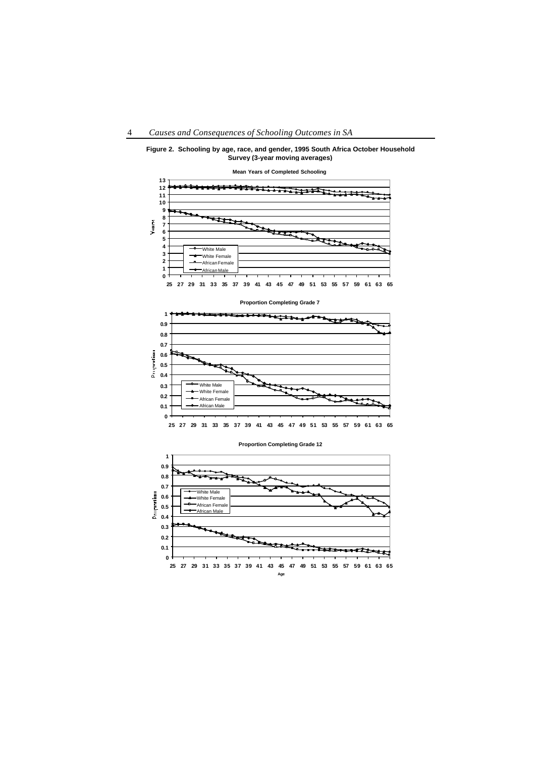**Figure 2. Schooling by age, race, and gender, 1995 South Africa October Household Survey (3-year moving averages)**

**Mean Years of Completed Schooling**

**Proportion Completing Grade 7**

**Proportion Completing Grade 12**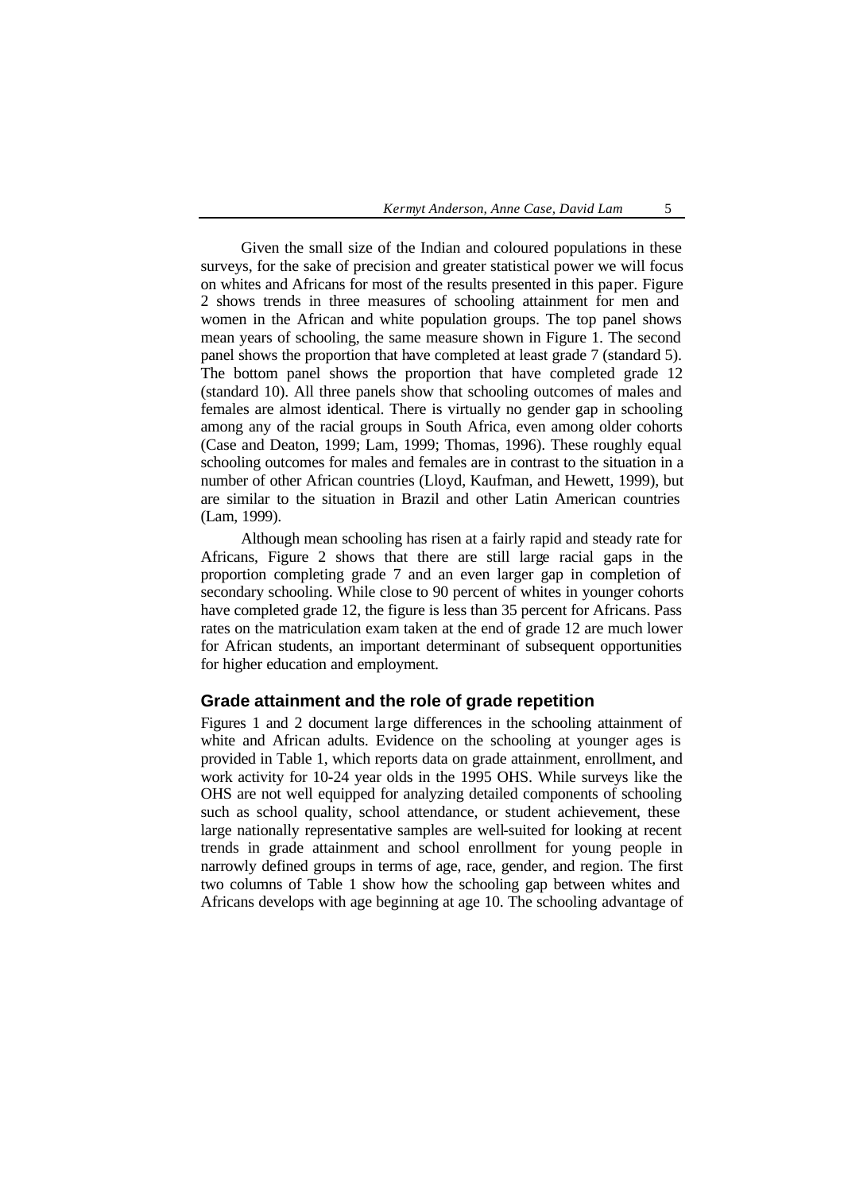Given the small size of the Indian and coloured populations in these surveys, for the sake of precision and greater statistical power we will focus on whites and Africans for most of the results presented in this paper. Figure 2 shows trends in three measures of schooling attainment for men and women in the African and white population groups. The top panel shows mean years of schooling, the same measure shown in Figure 1. The second panel shows the proportion that have completed at least grade 7 (standard 5). The bottom panel shows the proportion that have completed grade 12 (standard 10). All three panels show that schooling outcomes of males and females are almost identical. There is virtually no gender gap in schooling among any of the racial groups in South Africa, even among older cohorts (Case and Deaton, 1999; Lam, 1999; Thomas, 1996). These roughly equal schooling outcomes for males and females are in contrast to the situation in a number of other African countries (Lloyd, Kaufman, and Hewett, 1999), but are similar to the situation in Brazil and other Latin American countries (Lam, 1999).

Although mean schooling has risen at a fairly rapid and steady rate for Africans, Figure 2 shows that there are still large racial gaps in the proportion completing grade 7 and an even larger gap in completion of secondary schooling. While close to 90 percent of whites in younger cohorts have completed grade 12, the figure is less than 35 percent for Africans. Pass rates on the matriculation exam taken at the end of grade 12 are much lower for African students, an important determinant of subsequent opportunities for higher education and employment.

## Grade attainment and the role of grade repetition

Figures 1 and 2 document large differences in the schooling attainment of white and African adults. Evidence on the schooling at younger ages is provided in Table 1, which reports data on grade attainment, enrollment, and work activity for 10-24 year olds in the 1995 OHS. While surveys like the OHS are not well equipped for analyzing detailed components of schooling such as school quality, school attendance, or student achievement, these large nationally representative samples are well-suited for looking at recent trends in grade attainment and school enrollment for young people in narrowly defined groups in terms of age, race, gender, and region. The first two columns of Table 1 show how the schooling gap between whites and Africans develops with age beginning at age 10. The schooling advantage of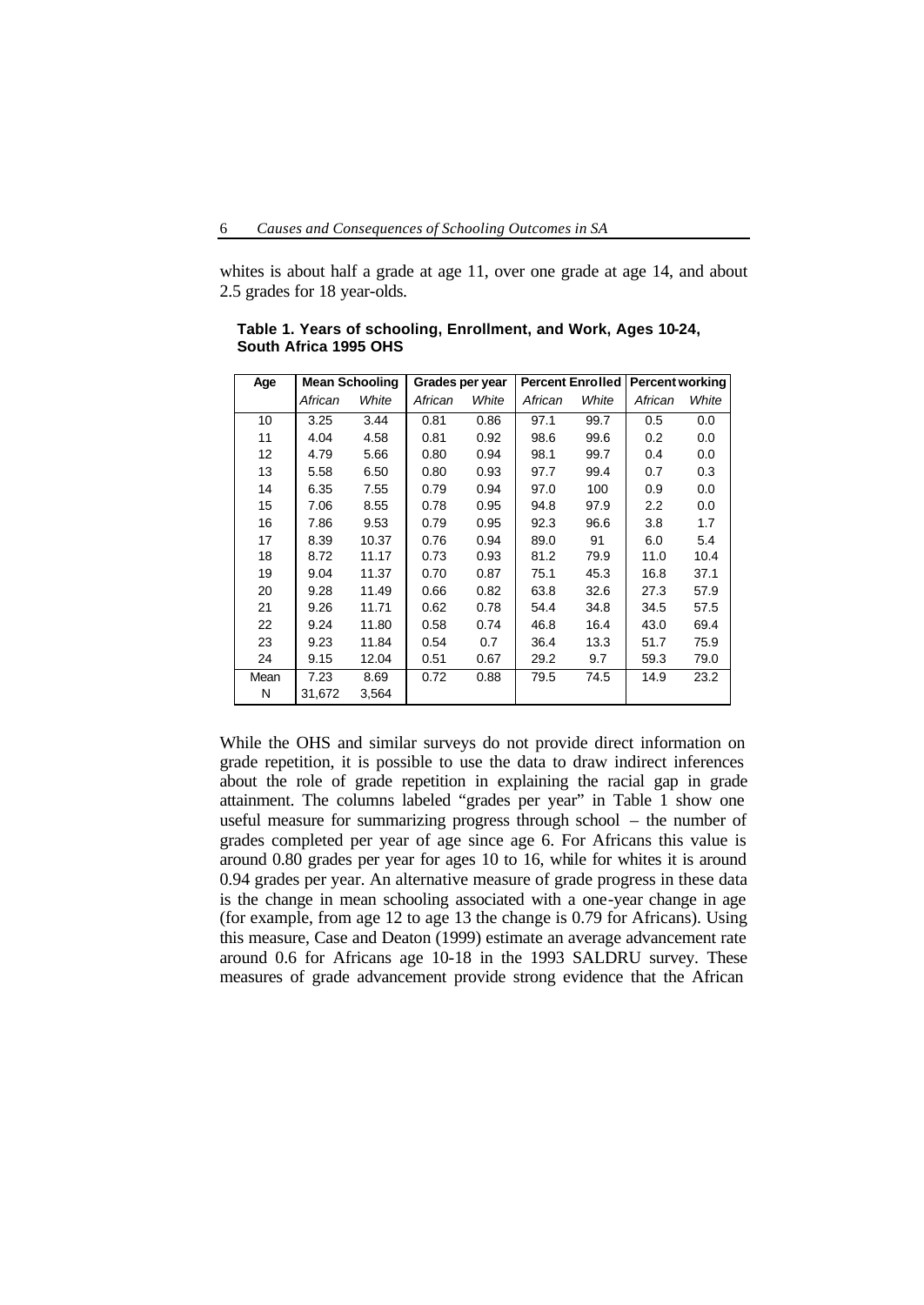whites is about half a grade at age 11, over one grade at age 14, and about 2.5 grades for 18 year-olds.

**Table 1. Years of schooling, Enrollment, and Work, Ages 10-24, South Africa 1995 OHS**

| Age | Mean Schooling | | Grades per year | | Percent Enrolled | | Percent working | |
|---|---|---|---|---|---|---|---|---|
| | *African* | *White* | *African* | *White* | *African* | *White* | *African* | *White* |
| 10 | 3.25 | 3.44 | 0.81 | 0.86 | 97.1 | 99.7 | 0.5 | 0.0 |
| 11 | 4.04 | 4.58 | 0.81 | 0.92 | 98.6 | 99.6 | 0.2 | 0.0 |
| 12 | 4.79 | 5.66 | 0.80 | 0.94 | 98.1 | 99.7 | 0.4 | 0.0 |
| 13 | 5.58 | 6.50 | 0.80 | 0.93 | 97.7 | 99.4 | 0.7 | 0.3 |
| 14 | 6.35 | 7.55 | 0.79 | 0.94 | 97.0 | 100 | 0.9 | 0.0 |
| 15 | 7.06 | 8.55 | 0.78 | 0.95 | 94.8 | 97.9 | 2.2 | 0.0 |
| 16 | 7.86 | 9.53 | 0.79 | 0.95 | 92.3 | 96.6 | 3.8 | 1.7 |
| 17 | 8.39 | 10.37 | 0.76 | 0.94 | 89.0 | 91 | 6.0 | 5.4 |
| 18 | 8.72 | 11.17 | 0.73 | 0.93 | 81.2 | 79.9 | 11.0 | 10.4 |
| 19 | 9.04 | 11.37 | 0.70 | 0.87 | 75.1 | 45.3 | 16.8 | 37.1 |
| 20 | 9.28 | 11.49 | 0.66 | 0.82 | 63.8 | 32.6 | 27.3 | 57.9 |
| 21 | 9.26 | 11.71 | 0.62 | 0.78 | 54.4 | 34.8 | 34.5 | 57.5 |
| 22 | 9.24 | 11.80 | 0.58 | 0.74 | 46.8 | 16.4 | 43.0 | 69.4 |
| 23 | 9.23 | 11.84 | 0.54 | 0.7 | 36.4 | 13.3 | 51.7 | 75.9 |
| 24 | 9.15 | 12.04 | 0.51 | 0.67 | 29.2 | 9.7 | 59.3 | 79.0 |
| Mean | 7.23 | 8.69 | 0.72 | 0.88 | 79.5 | 74.5 | 14.9 | 23.2 |
| N | 31,672 | 3,564 | | | | | | |

While the OHS and similar surveys do not provide direct information on grade repetition, it is possible to use the data to draw indirect inferences about the role of grade repetition in explaining the racial gap in grade attainment. The columns labeled "grades per year" in Table 1 show one useful measure for summarizing progress through school – the number of grades completed per year of age since age 6. For Africans this value is around 0.80 grades per year for ages 10 to 16, while for whites it is around 0.94 grades per year. An alternative measure of grade progress in these data is the change in mean schooling associated with a one-year change in age (for example, from age 12 to age 13 the change is 0.79 for Africans). Using this measure, Case and Deaton (1999) estimate an average advancement rate around 0.6 for Africans age 10-18 in the 1993 SALDRU survey. These measures of grade advancement provide strong evidence that the African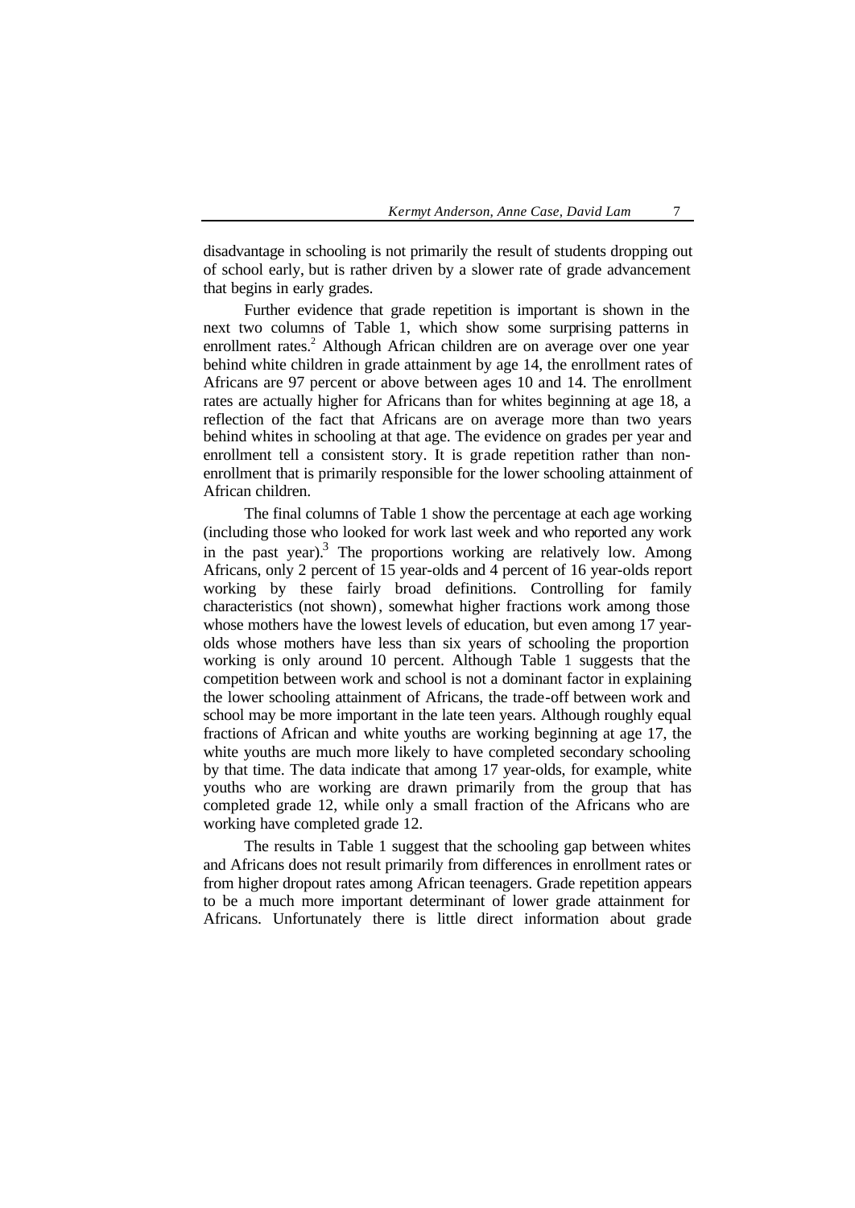disadvantage in schooling is not primarily the result of students dropping out of school early, but is rather driven by a slower rate of grade advancement that begins in early grades.

Further evidence that grade repetition is important is shown in the next two columns of Table 1, which show some surprising patterns in enrollment rates.[2] Although African children are on average over one year behind white children in grade attainment by age 14, the enrollment rates of Africans are 97 percent or above between ages 10 and 14. The enrollment rates are actually higher for Africans than for whites beginning at age 18, a reflection of the fact that Africans are on average more than two years behind whites in schooling at that age. The evidence on grades per year and enrollment tell a consistent story. It is grade repetition rather than non-enrollment that is primarily responsible for the lower schooling attainment of African children.

The final columns of Table 1 show the percentage at each age working (including those who looked for work last week and who reported any work in the past year).[3] The proportions working are relatively low. Among Africans, only 2 percent of 15 year-olds and 4 percent of 16 year-olds report working by these fairly broad definitions. Controlling for family characteristics (not shown), somewhat higher fractions work among those whose mothers have the lowest levels of education, but even among 17 year-olds whose mothers have less than six years of schooling the proportion working is only around 10 percent. Although Table 1 suggests that the competition between work and school is not a dominant factor in explaining the lower schooling attainment of Africans, the trade-off between work and school may be more important in the late teen years. Although roughly equal fractions of African and white youths are working beginning at age 17, the white youths are much more likely to have completed secondary schooling by that time. The data indicate that among 17 year-olds, for example, white youths who are working are drawn primarily from the group that has completed grade 12, while only a small fraction of the Africans who are working have completed grade 12.

The results in Table 1 suggest that the schooling gap between whites and Africans does not result primarily from differences in enrollment rates or from higher dropout rates among African teenagers. Grade repetition appears to be a much more important determinant of lower grade attainment for Africans. Unfortunately there is little direct information about grade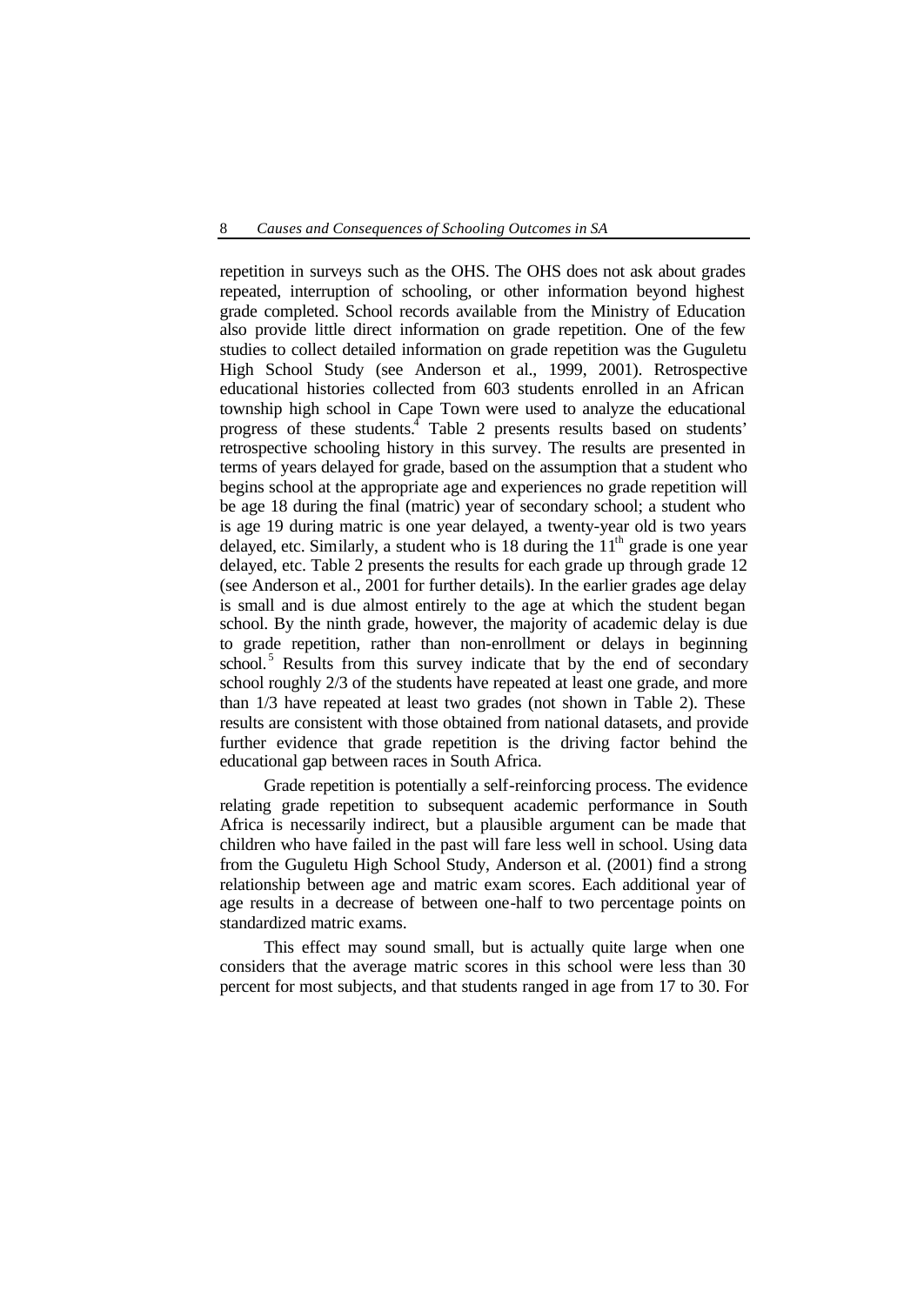repetition in surveys such as the OHS. The OHS does not ask about grades repeated, interruption of schooling, or other information beyond highest grade completed. School records available from the Ministry of Education also provide little direct information on grade repetition. One of the few studies to collect detailed information on grade repetition was the Guguletu High School Study (see Anderson et al., 1999, 2001). Retrospective educational histories collected from 603 students enrolled in an African township high school in Cape Town were used to analyze the educational progress of these students.[4] Table 2 presents results based on students' retrospective schooling history in this survey. The results are presented in terms of years delayed for grade, based on the assumption that a student who begins school at the appropriate age and experiences no grade repetition will be age 18 during the final (matric) year of secondary school; a student who is age 19 during matric is one year delayed, a twenty-year old is two years delayed, etc. Similarly, a student who is 18 during the 11th grade is one year delayed, etc. Table 2 presents the results for each grade up through grade 12 (see Anderson et al., 2001 for further details). In the earlier grades age delay is small and is due almost entirely to the age at which the student began school. By the ninth grade, however, the majority of academic delay is due to grade repetition, rather than non-enrollment or delays in beginning school.[5] Results from this survey indicate that by the end of secondary school roughly 2/3 of the students have repeated at least one grade, and more than 1/3 have repeated at least two grades (not shown in Table 2). These results are consistent with those obtained from national datasets, and provide further evidence that grade repetition is the driving factor behind the educational gap between races in South Africa.

Grade repetition is potentially a self-reinforcing process. The evidence relating grade repetition to subsequent academic performance in South Africa is necessarily indirect, but a plausible argument can be made that children who have failed in the past will fare less well in school. Using data from the Guguletu High School Study, Anderson et al. (2001) find a strong relationship between age and matric exam scores. Each additional year of age results in a decrease of between one-half to two percentage points on standardized matric exams.

This effect may sound small, but is actually quite large when one considers that the average matric scores in this school were less than 30 percent for most subjects, and that students ranged in age from 17 to 30. For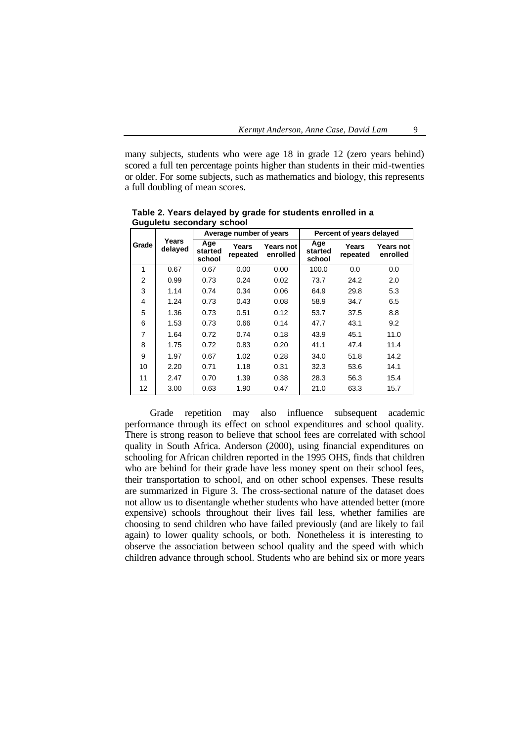many subjects, students who were age 18 in grade 12 (zero years behind) scored a full ten percentage points higher than students in their mid-twenties or older. For some subjects, such as mathematics and biology, this represents a full doubling of mean scores.

**Table 2. Years delayed by grade for students enrolled in a Guguletu secondary school**

| Grade | Years delayed | Average number of years | | | Percent of years delayed | | |
|---|---|---|---|---|---|---|---|
| | | Age started school | Years repeated | Years not enrolled | Age started school | Years repeated | Years not enrolled |
| 1 | 0.67 | 0.67 | 0.00 | 0.00 | 100.0 | 0.0 | 0.0 |
| 2 | 0.99 | 0.73 | 0.24 | 0.02 | 73.7 | 24.2 | 2.0 |
| 3 | 1.14 | 0.74 | 0.34 | 0.06 | 64.9 | 29.8 | 5.3 |
| 4 | 1.24 | 0.73 | 0.43 | 0.08 | 58.9 | 34.7 | 6.5 |
| 5 | 1.36 | 0.73 | 0.51 | 0.12 | 53.7 | 37.5 | 8.8 |
| 6 | 1.53 | 0.73 | 0.66 | 0.14 | 47.7 | 43.1 | 9.2 |
| 7 | 1.64 | 0.72 | 0.74 | 0.18 | 43.9 | 45.1 | 11.0 |
| 8 | 1.75 | 0.72 | 0.83 | 0.20 | 41.1 | 47.4 | 11.4 |
| 9 | 1.97 | 0.67 | 1.02 | 0.28 | 34.0 | 51.8 | 14.2 |
| 10 | 2.20 | 0.71 | 1.18 | 0.31 | 32.3 | 53.6 | 14.1 |
| 11 | 2.47 | 0.70 | 1.39 | 0.38 | 28.3 | 56.3 | 15.4 |
| 12 | 3.00 | 0.63 | 1.90 | 0.47 | 21.0 | 63.3 | 15.7 |

Grade repetition may also influence subsequent academic performance through its effect on school expenditures and school quality. There is strong reason to believe that school fees are correlated with school quality in South Africa. Anderson (2000), using financial expenditures on schooling for African children reported in the 1995 OHS, finds that children who are behind for their grade have less money spent on their school fees, their transportation to school, and on other school expenses. These results are summarized in Figure 3. The cross-sectional nature of the dataset does not allow us to disentangle whether students who have attended better (more expensive) schools throughout their lives fail less, whether families are choosing to send children who have failed previously (and are likely to fail again) to lower quality schools, or both. Nonetheless it is interesting to observe the association between school quality and the speed with which children advance through school. Students who are behind six or more years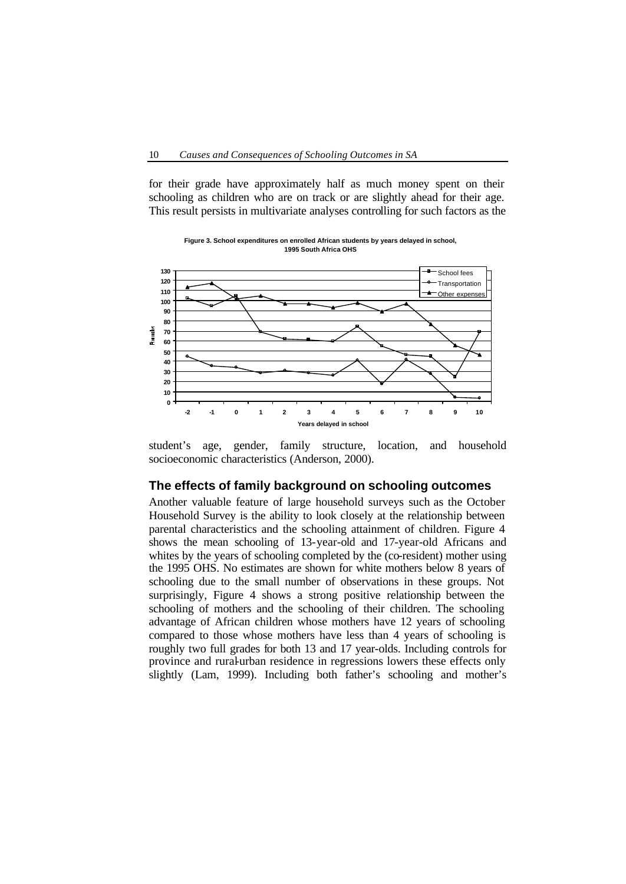for their grade have approximately half as much money spent on their schooling as children who are on track or are slightly ahead for their age. This result persists in multivariate analyses controlling for such factors as the

**Figure 3. School expenditures on enrolled African students by years delayed in school, 1995 South Africa OHS**

student's age, gender, family structure, location, and household socioeconomic characteristics (Anderson, 2000).

## The effects of family background on schooling outcomes

Another valuable feature of large household surveys such as the October Household Survey is the ability to look closely at the relationship between parental characteristics and the schooling attainment of children. Figure 4 shows the mean schooling of 13-year-old and 17-year-old Africans and whites by the years of schooling completed by the (co-resident) mother using the 1995 OHS. No estimates are shown for white mothers below 8 years of schooling due to the small number of observations in these groups. Not surprisingly, Figure 4 shows a strong positive relationship between the schooling of mothers and the schooling of their children. The schooling advantage of African children whose mothers have 12 years of schooling compared to those whose mothers have less than 4 years of schooling is roughly two full grades for both 13 and 17 year-olds. Including controls for province and rural-urban residence in regressions lowers these effects only slightly (Lam, 1999). Including both father's schooling and mother's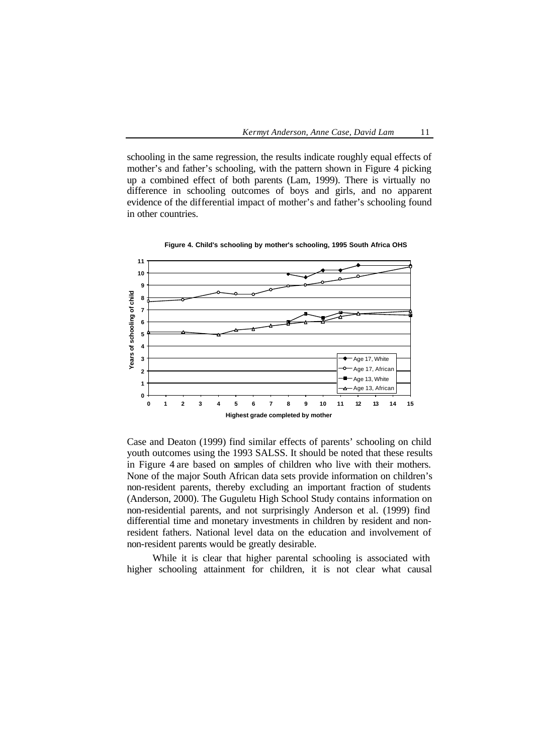schooling in the same regression, the results indicate roughly equal effects of mother's and father's schooling, with the pattern shown in Figure 4 picking up a combined effect of both parents (Lam, 1999). There is virtually no difference in schooling outcomes of boys and girls, and no apparent evidence of the differential impact of mother's and father's schooling found in other countries.

**Figure 4. Child's schooling by mother's schooling, 1995 South Africa OHS**

Case and Deaton (1999) find similar effects of parents' schooling on child youth outcomes using the 1993 SALSS. It should be noted that these results in Figure 4 are based on samples of children who live with their mothers. None of the major South African data sets provide information on children's non-resident parents, thereby excluding an important fraction of students (Anderson, 2000). The Guguletu High School Study contains information on non-residential parents, and not surprisingly Anderson et al. (1999) find differential time and monetary investments in children by resident and non-resident fathers. National level data on the education and involvement of non-resident parents would be greatly desirable.

While it is clear that higher parental schooling is associated with higher schooling attainment for children, it is not clear what causal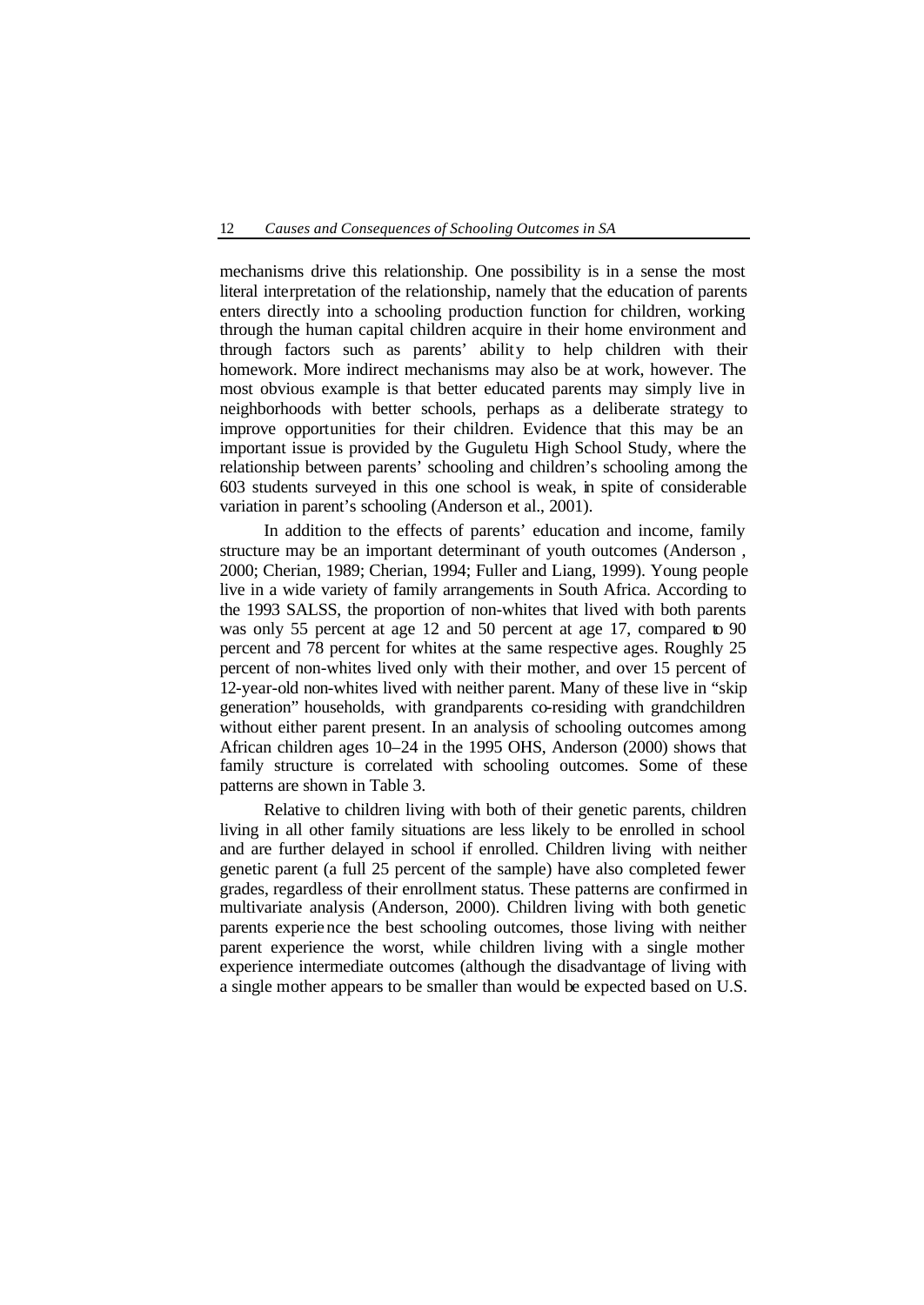mechanisms drive this relationship. One possibility is in a sense the most literal interpretation of the relationship, namely that the education of parents enters directly into a schooling production function for children, working through the human capital children acquire in their home environment and through factors such as parents' ability to help children with their homework. More indirect mechanisms may also be at work, however. The most obvious example is that better educated parents may simply live in neighborhoods with better schools, perhaps as a deliberate strategy to improve opportunities for their children. Evidence that this may be an important issue is provided by the Guguletu High School Study, where the relationship between parents' schooling and children's schooling among the 603 students surveyed in this one school is weak, in spite of considerable variation in parent's schooling (Anderson et al., 2001).

In addition to the effects of parents' education and income, family structure may be an important determinant of youth outcomes (Anderson , 2000; Cherian, 1989; Cherian, 1994; Fuller and Liang, 1999). Young people live in a wide variety of family arrangements in South Africa. According to the 1993 SALSS, the proportion of non-whites that lived with both parents was only 55 percent at age 12 and 50 percent at age 17, compared to 90 percent and 78 percent for whites at the same respective ages. Roughly 25 percent of non-whites lived only with their mother, and over 15 percent of 12-year-old non-whites lived with neither parent. Many of these live in "skip generation" households, with grandparents co-residing with grandchildren without either parent present. In an analysis of schooling outcomes among African children ages 10–24 in the 1995 OHS, Anderson (2000) shows that family structure is correlated with schooling outcomes. Some of these patterns are shown in Table 3.

Relative to children living with both of their genetic parents, children living in all other family situations are less likely to be enrolled in school and are further delayed in school if enrolled. Children living with neither genetic parent (a full 25 percent of the sample) have also completed fewer grades, regardless of their enrollment status. These patterns are confirmed in multivariate analysis (Anderson, 2000). Children living with both genetic parents experience the best schooling outcomes, those living with neither parent experience the worst, while children living with a single mother experience intermediate outcomes (although the disadvantage of living with a single mother appears to be smaller than would be expected based on U.S.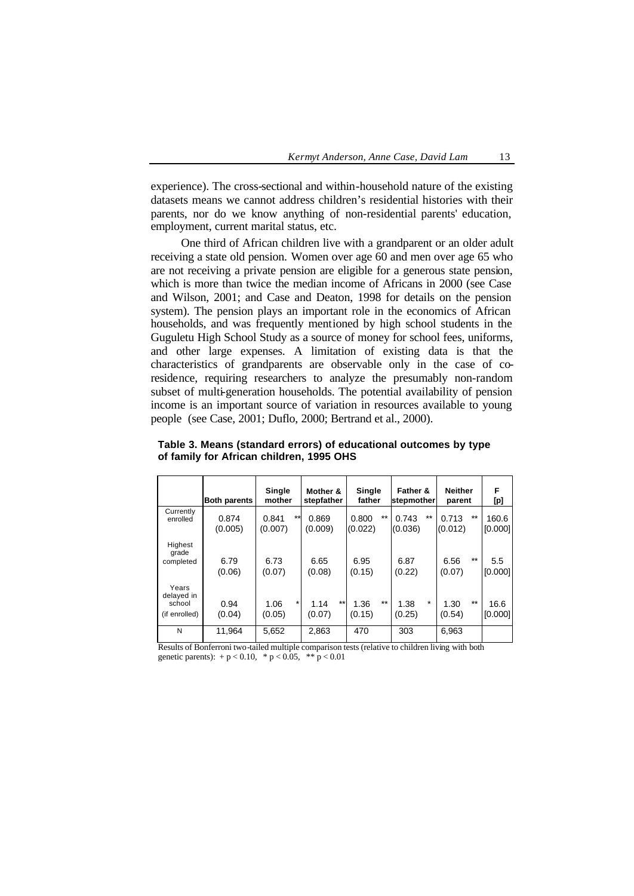experience). The cross-sectional and within-household nature of the existing datasets means we cannot address children's residential histories with their parents, nor do we know anything of non-residential parents' education, employment, current marital status, etc.

One third of African children live with a grandparent or an older adult receiving a state old pension. Women over age 60 and men over age 65 who are not receiving a private pension are eligible for a generous state pension, which is more than twice the median income of Africans in 2000 (see Case and Wilson, 2001; and Case and Deaton, 1998 for details on the pension system). The pension plays an important role in the economics of African households, and was frequently mentioned by high school students in the Guguletu High School Study as a source of money for school fees, uniforms, and other large expenses. A limitation of existing data is that the characteristics of grandparents are observable only in the case of co-residence, requiring researchers to analyze the presumably non-random subset of multi-generation households. The potential availability of pension income is an important source of variation in resources available to young people (see Case, 2001; Duflo, 2000; Bertrand et al., 2000).

**Table 3. Means (standard errors) of educational outcomes by type of family for African children, 1995 OHS**

| | Both parents | Single mother | Mother & stepfather | Single father | Father & stepmother | Neither parent | F [p] |
|---|---|---|---|---|---|---|---|
| Currently enrolled | 0.874 (0.005) | 0.841 ** (0.007) | 0.869 (0.009) | 0.800 ** (0.022) | 0.743 ** (0.036) | 0.713 ** (0.012) | 160.6 [0.000] |
| Highest grade completed | 6.79 (0.06) | 6.73 (0.07) | 6.65 (0.08) | 6.95 (0.15) | 6.87 (0.22) | 6.56 ** (0.07) | 5.5 [0.000] |
| Years delayed in school (if enrolled) | 0.94 (0.04) | 1.06 * (0.05) | 1.14 ** (0.07) | 1.36 ** (0.15) | 1.38 * (0.25) | 1.30 ** (0.54) | 16.6 [0.000] |
| N | 11,964 | 5,652 | 2,863 | 470 | 303 | 6,963 | |

Results of Bonferroni two-tailed multiple comparison tests (relative to children living with both genetic parents): + $p < 0.10$, * $p < 0.05$, ** $p < 0.01$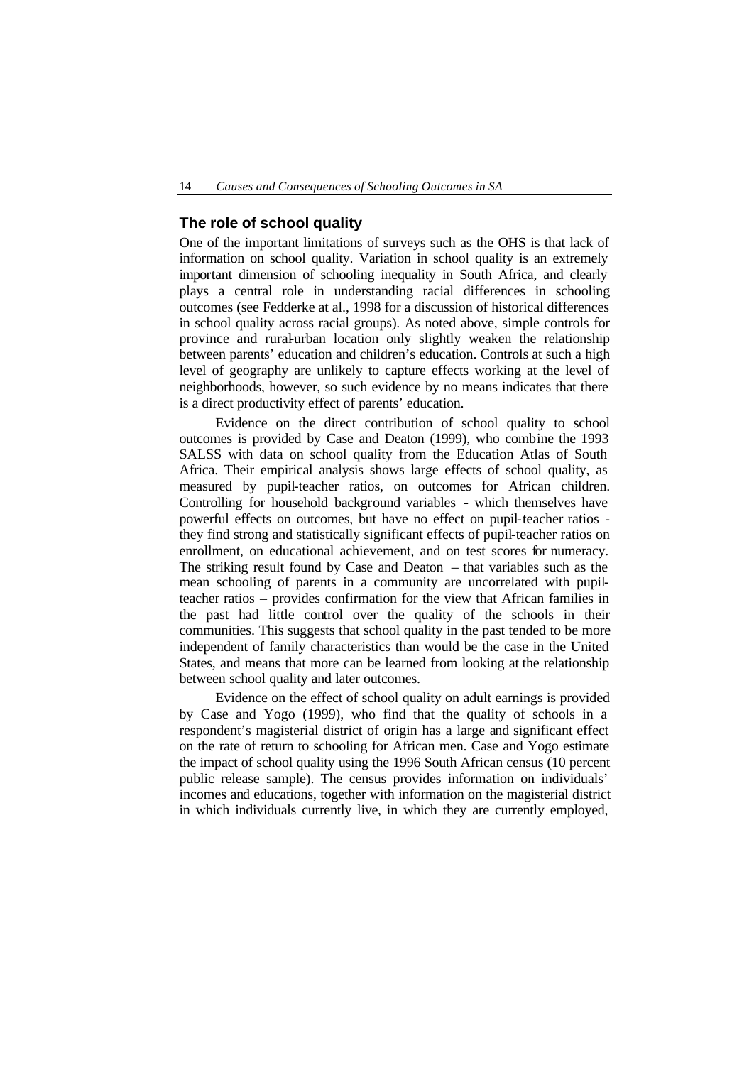## The role of school quality

One of the important limitations of surveys such as the OHS is that lack of information on school quality. Variation in school quality is an extremely important dimension of schooling inequality in South Africa, and clearly plays a central role in understanding racial differences in schooling outcomes (see Fedderke at al., 1998 for a discussion of historical differences in school quality across racial groups). As noted above, simple controls for province and rural-urban location only slightly weaken the relationship between parents' education and children's education. Controls at such a high level of geography are unlikely to capture effects working at the level of neighborhoods, however, so such evidence by no means indicates that there is a direct productivity effect of parents' education.

Evidence on the direct contribution of school quality to school outcomes is provided by Case and Deaton (1999), who combine the 1993 SALSS with data on school quality from the Education Atlas of South Africa. Their empirical analysis shows large effects of school quality, as measured by pupil-teacher ratios, on outcomes for African children. Controlling for household background variables - which themselves have powerful effects on outcomes, but have no effect on pupil-teacher ratios - they find strong and statistically significant effects of pupil-teacher ratios on enrollment, on educational achievement, and on test scores for numeracy. The striking result found by Case and Deaton – that variables such as the mean schooling of parents in a community are uncorrelated with pupil-teacher ratios – provides confirmation for the view that African families in the past had little control over the quality of the schools in their communities. This suggests that school quality in the past tended to be more independent of family characteristics than would be the case in the United States, and means that more can be learned from looking at the relationship between school quality and later outcomes.

Evidence on the effect of school quality on adult earnings is provided by Case and Yogo (1999), who find that the quality of schools in a respondent's magisterial district of origin has a large and significant effect on the rate of return to schooling for African men. Case and Yogo estimate the impact of school quality using the 1996 South African census (10 percent public release sample). The census provides information on individuals' incomes and educations, together with information on the magisterial district in which individuals currently live, in which they are currently employed,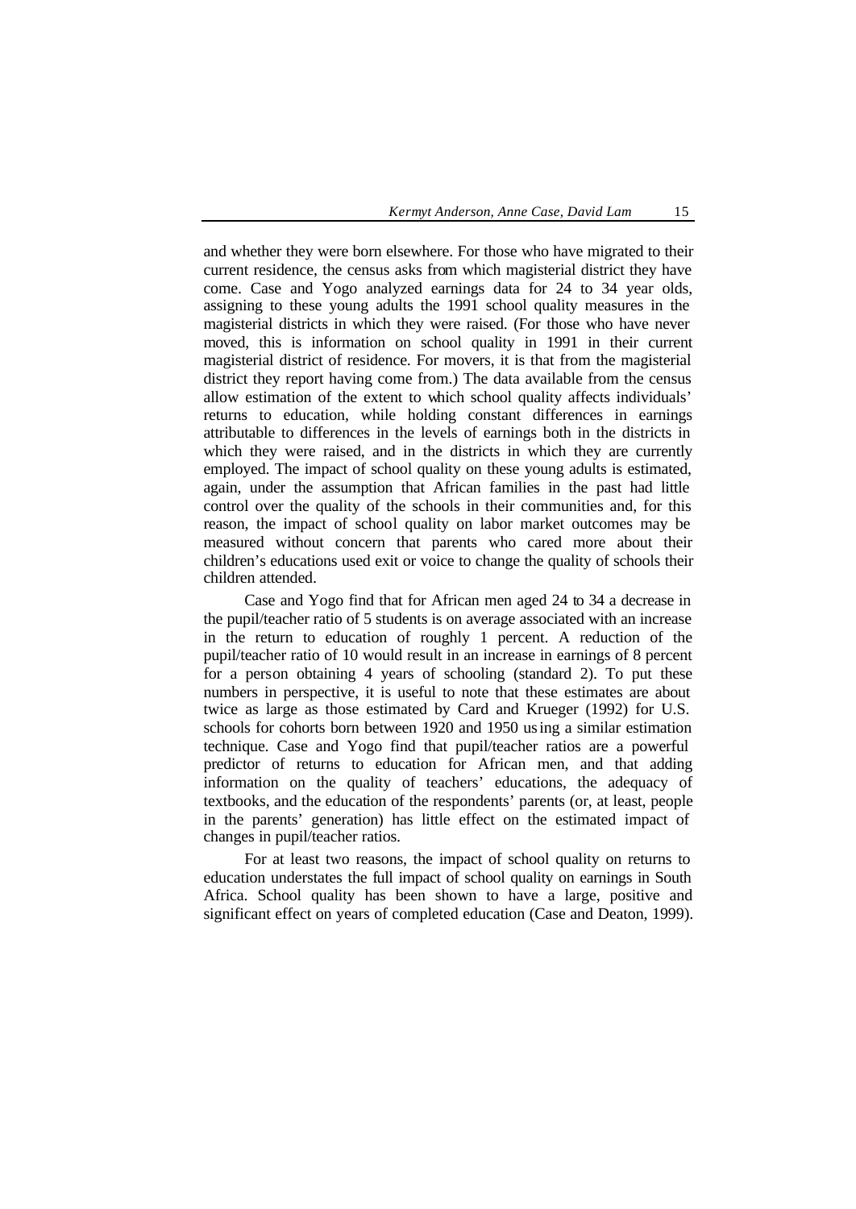and whether they were born elsewhere. For those who have migrated to their current residence, the census asks from which magisterial district they have come. Case and Yogo analyzed earnings data for 24 to 34 year olds, assigning to these young adults the 1991 school quality measures in the magisterial districts in which they were raised. (For those who have never moved, this is information on school quality in 1991 in their current magisterial district of residence. For movers, it is that from the magisterial district they report having come from.) The data available from the census allow estimation of the extent to which school quality affects individuals' returns to education, while holding constant differences in earnings attributable to differences in the levels of earnings both in the districts in which they were raised, and in the districts in which they are currently employed. The impact of school quality on these young adults is estimated, again, under the assumption that African families in the past had little control over the quality of the schools in their communities and, for this reason, the impact of school quality on labor market outcomes may be measured without concern that parents who cared more about their children's educations used exit or voice to change the quality of schools their children attended.

Case and Yogo find that for African men aged 24 to 34 a decrease in the pupil/teacher ratio of 5 students is on average associated with an increase in the return to education of roughly 1 percent. A reduction of the pupil/teacher ratio of 10 would result in an increase in earnings of 8 percent for a person obtaining 4 years of schooling (standard 2). To put these numbers in perspective, it is useful to note that these estimates are about twice as large as those estimated by Card and Krueger (1992) for U.S. schools for cohorts born between 1920 and 1950 using a similar estimation technique. Case and Yogo find that pupil/teacher ratios are a powerful predictor of returns to education for African men, and that adding information on the quality of teachers' educations, the adequacy of textbooks, and the education of the respondents' parents (or, at least, people in the parents' generation) has little effect on the estimated impact of changes in pupil/teacher ratios.

For at least two reasons, the impact of school quality on returns to education understates the full impact of school quality on earnings in South Africa. School quality has been shown to have a large, positive and significant effect on years of completed education (Case and Deaton, 1999).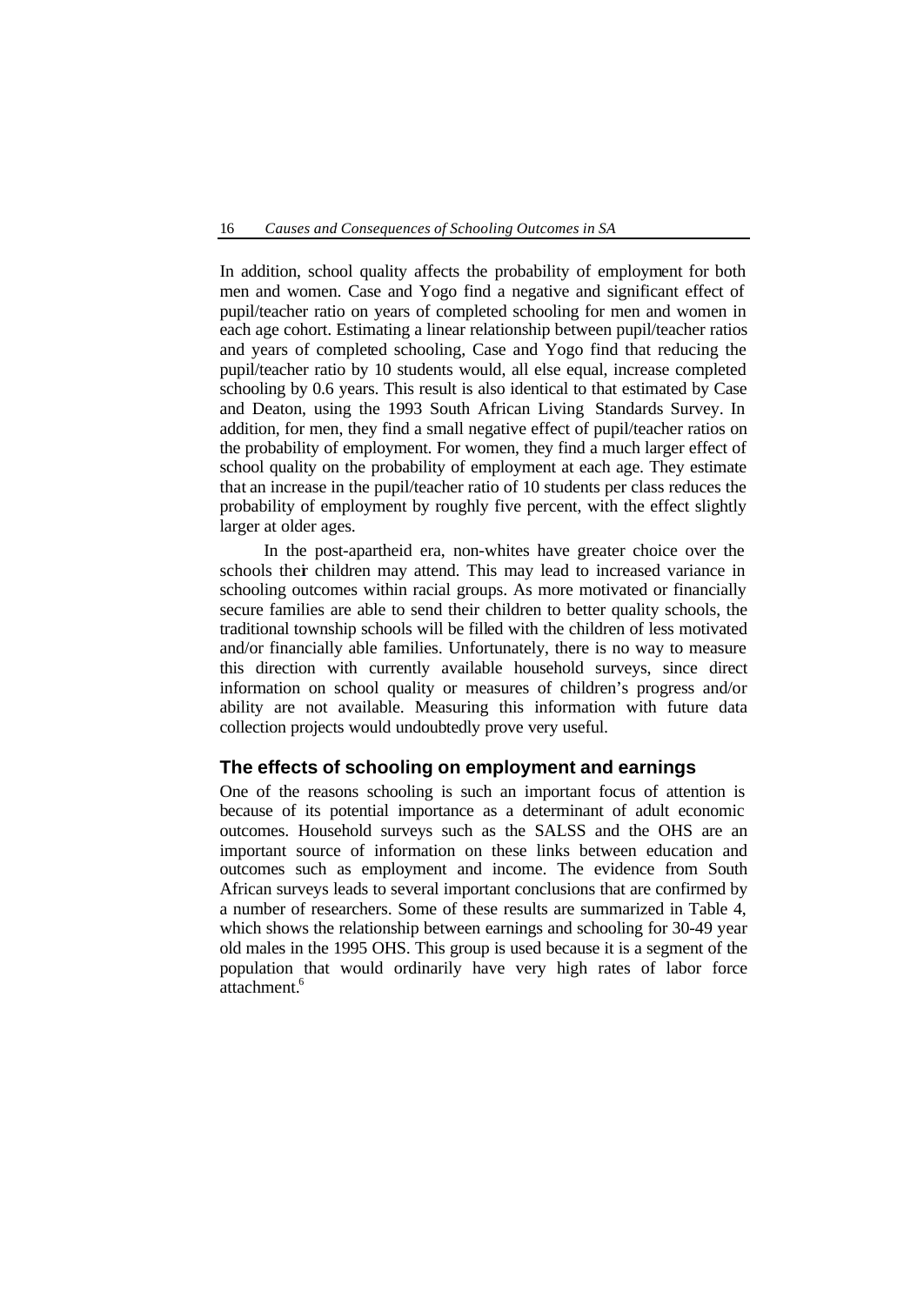In addition, school quality affects the probability of employment for both men and women. Case and Yogo find a negative and significant effect of pupil/teacher ratio on years of completed schooling for men and women in each age cohort. Estimating a linear relationship between pupil/teacher ratios and years of completed schooling, Case and Yogo find that reducing the pupil/teacher ratio by 10 students would, all else equal, increase completed schooling by 0.6 years. This result is also identical to that estimated by Case and Deaton, using the 1993 South African Living Standards Survey. In addition, for men, they find a small negative effect of pupil/teacher ratios on the probability of employment. For women, they find a much larger effect of school quality on the probability of employment at each age. They estimate that an increase in the pupil/teacher ratio of 10 students per class reduces the probability of employment by roughly five percent, with the effect slightly larger at older ages.

In the post-apartheid era, non-whites have greater choice over the schools their children may attend. This may lead to increased variance in schooling outcomes within racial groups. As more motivated or financially secure families are able to send their children to better quality schools, the traditional township schools will be filled with the children of less motivated and/or financially able families. Unfortunately, there is no way to measure this direction with currently available household surveys, since direct information on school quality or measures of children's progress and/or ability are not available. Measuring this information with future data collection projects would undoubtedly prove very useful.

## The effects of schooling on employment and earnings

One of the reasons schooling is such an important focus of attention is because of its potential importance as a determinant of adult economic outcomes. Household surveys such as the SALSS and the OHS are an important source of information on these links between education and outcomes such as employment and income. The evidence from South African surveys leads to several important conclusions that are confirmed by a number of researchers. Some of these results are summarized in Table 4, which shows the relationship between earnings and schooling for 30-49 year old males in the 1995 OHS. This group is used because it is a segment of the population that would ordinarily have very high rates of labor force attachment.[6]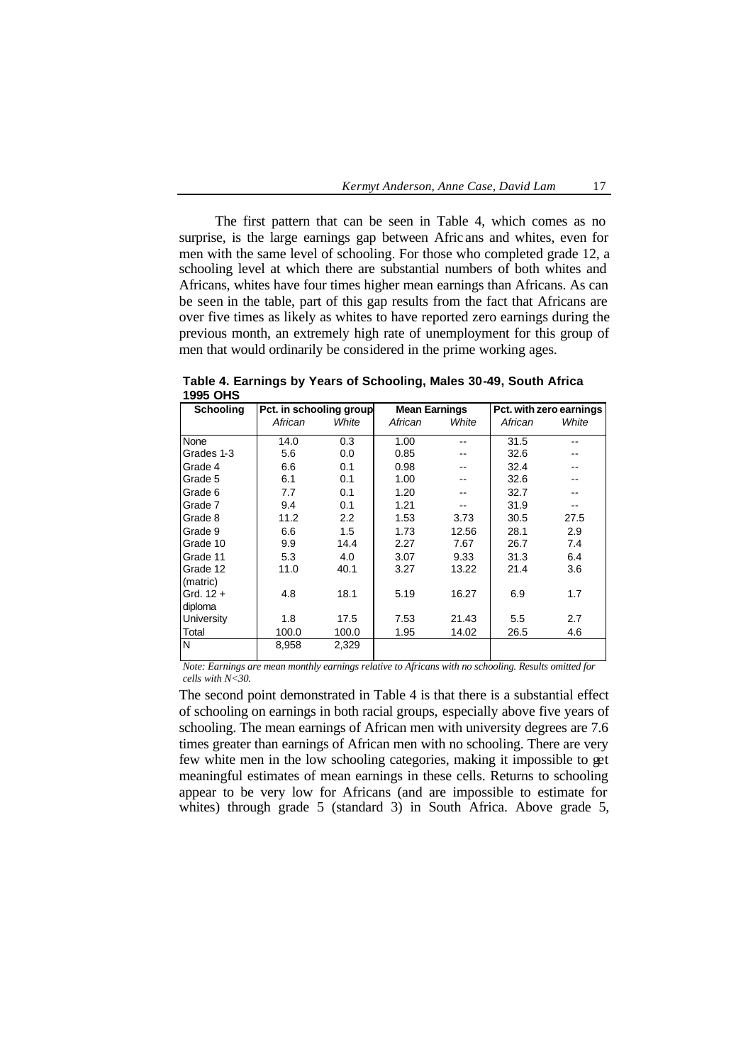The first pattern that can be seen in Table 4, which comes as no surprise, is the large earnings gap between Africans and whites, even for men with the same level of schooling. For those who completed grade 12, a schooling level at which there are substantial numbers of both whites and Africans, whites have four times higher mean earnings than Africans. As can be seen in the table, part of this gap results from the fact that Africans are over five times as likely as whites to have reported zero earnings during the previous month, an extremely high rate of unemployment for this group of men that would ordinarily be considered in the prime working ages.

**Table 4. Earnings by Years of Schooling, Males 30-49, South Africa 1995 OHS**

| Schooling | Pct. in schooling group | | Mean Earnings | | Pct. with zero earnings | |
|---|---|---|---|---|---|---|
| | *African* | *White* | *African* | *White* | *African* | *White* |
| None | 14.0 | 0.3 | 1.00 | -- | 31.5 | -- |
| Grades 1-3 | 5.6 | 0.0 | 0.85 | -- | 32.6 | -- |
| Grade 4 | 6.6 | 0.1 | 0.98 | -- | 32.4 | -- |
| Grade 5 | 6.1 | 0.1 | 1.00 | -- | 32.6 | -- |
| Grade 6 | 7.7 | 0.1 | 1.20 | -- | 32.7 | -- |
| Grade 7 | 9.4 | 0.1 | 1.21 | -- | 31.9 | -- |
| Grade 8 | 11.2 | 2.2 | 1.53 | 3.73 | 30.5 | 27.5 |
| Grade 9 | 6.6 | 1.5 | 1.73 | 12.56 | 28.1 | 2.9 |
| Grade 10 | 9.9 | 14.4 | 2.27 | 7.67 | 26.7 | 7.4 |
| Grade 11 | 5.3 | 4.0 | 3.07 | 9.33 | 31.3 | 6.4 |
| Grade 12 (matric) | 11.0 | 40.1 | 3.27 | 13.22 | 21.4 | 3.6 |
| Grd. 12 + diploma | 4.8 | 18.1 | 5.19 | 16.27 | 6.9 | 1.7 |
| University | 1.8 | 17.5 | 7.53 | 21.43 | 5.5 | 2.7 |
| Total | 100.0 | 100.0 | 1.95 | 14.02 | 26.5 | 4.6 |
| N | 8,958 | 2,329 | | | | |

*Note: Earnings are mean monthly earnings relative to Africans with no schooling. Results omitted for cells with N<30.*

The second point demonstrated in Table 4 is that there is a substantial effect of schooling on earnings in both racial groups, especially above five years of schooling. The mean earnings of African men with university degrees are 7.6 times greater than earnings of African men with no schooling. There are very few white men in the low schooling categories, making it impossible to get meaningful estimates of mean earnings in these cells. Returns to schooling appear to be very low for Africans (and are impossible to estimate for whites) through grade 5 (standard 3) in South Africa. Above grade 5,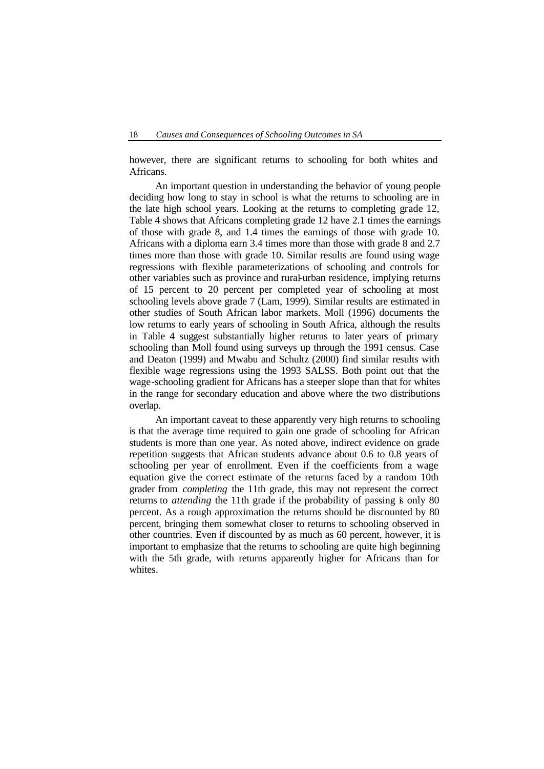however, there are significant returns to schooling for both whites and Africans.

An important question in understanding the behavior of young people deciding how long to stay in school is what the returns to schooling are in the late high school years. Looking at the returns to completing grade 12, Table 4 shows that Africans completing grade 12 have 2.1 times the earnings of those with grade 8, and 1.4 times the earnings of those with grade 10. Africans with a diploma earn 3.4 times more than those with grade 8 and 2.7 times more than those with grade 10. Similar results are found using wage regressions with flexible parameterizations of schooling and controls for other variables such as province and rural-urban residence, implying returns of 15 percent to 20 percent per completed year of schooling at most schooling levels above grade 7 (Lam, 1999). Similar results are estimated in other studies of South African labor markets. Moll (1996) documents the low returns to early years of schooling in South Africa, although the results in Table 4 suggest substantially higher returns to later years of primary schooling than Moll found using surveys up through the 1991 census. Case and Deaton (1999) and Mwabu and Schultz (2000) find similar results with flexible wage regressions using the 1993 SALSS. Both point out that the wage-schooling gradient for Africans has a steeper slope than that for whites in the range for secondary education and above where the two distributions overlap.

An important caveat to these apparently very high returns to schooling is that the average time required to gain one grade of schooling for African students is more than one year. As noted above, indirect evidence on grade repetition suggests that African students advance about 0.6 to 0.8 years of schooling per year of enrollment. Even if the coefficients from a wage equation give the correct estimate of the returns faced by a random 10th grader from *completing* the 11th grade, this may not represent the correct returns to *attending* the 11th grade if the probability of passing is only 80 percent. As a rough approximation the returns should be discounted by 80 percent, bringing them somewhat closer to returns to schooling observed in other countries. Even if discounted by as much as 60 percent, however, it is important to emphasize that the returns to schooling are quite high beginning with the 5th grade, with returns apparently higher for Africans than for whites.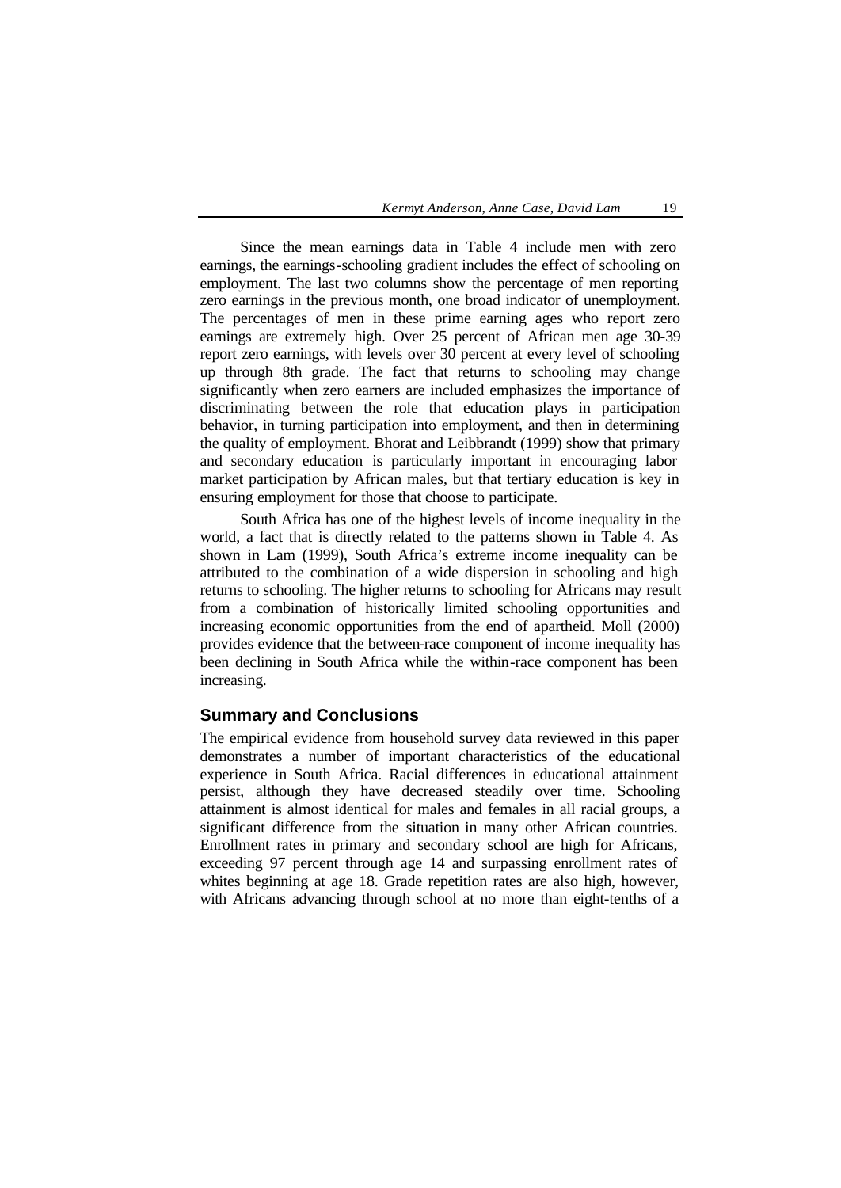Since the mean earnings data in Table 4 include men with zero earnings, the earnings-schooling gradient includes the effect of schooling on employment. The last two columns show the percentage of men reporting zero earnings in the previous month, one broad indicator of unemployment. The percentages of men in these prime earning ages who report zero earnings are extremely high. Over 25 percent of African men age 30-39 report zero earnings, with levels over 30 percent at every level of schooling up through 8th grade. The fact that returns to schooling may change significantly when zero earners are included emphasizes the importance of discriminating between the role that education plays in participation behavior, in turning participation into employment, and then in determining the quality of employment. Bhorat and Leibbrandt (1999) show that primary and secondary education is particularly important in encouraging labor market participation by African males, but that tertiary education is key in ensuring employment for those that choose to participate.

South Africa has one of the highest levels of income inequality in the world, a fact that is directly related to the patterns shown in Table 4. As shown in Lam (1999), South Africa's extreme income inequality can be attributed to the combination of a wide dispersion in schooling and high returns to schooling. The higher returns to schooling for Africans may result from a combination of historically limited schooling opportunities and increasing economic opportunities from the end of apartheid. Moll (2000) provides evidence that the between-race component of income inequality has been declining in South Africa while the within-race component has been increasing.

## Summary and Conclusions

The empirical evidence from household survey data reviewed in this paper demonstrates a number of important characteristics of the educational experience in South Africa. Racial differences in educational attainment persist, although they have decreased steadily over time. Schooling attainment is almost identical for males and females in all racial groups, a significant difference from the situation in many other African countries. Enrollment rates in primary and secondary school are high for Africans, exceeding 97 percent through age 14 and surpassing enrollment rates of whites beginning at age 18. Grade repetition rates are also high, however, with Africans advancing through school at no more than eight-tenths of a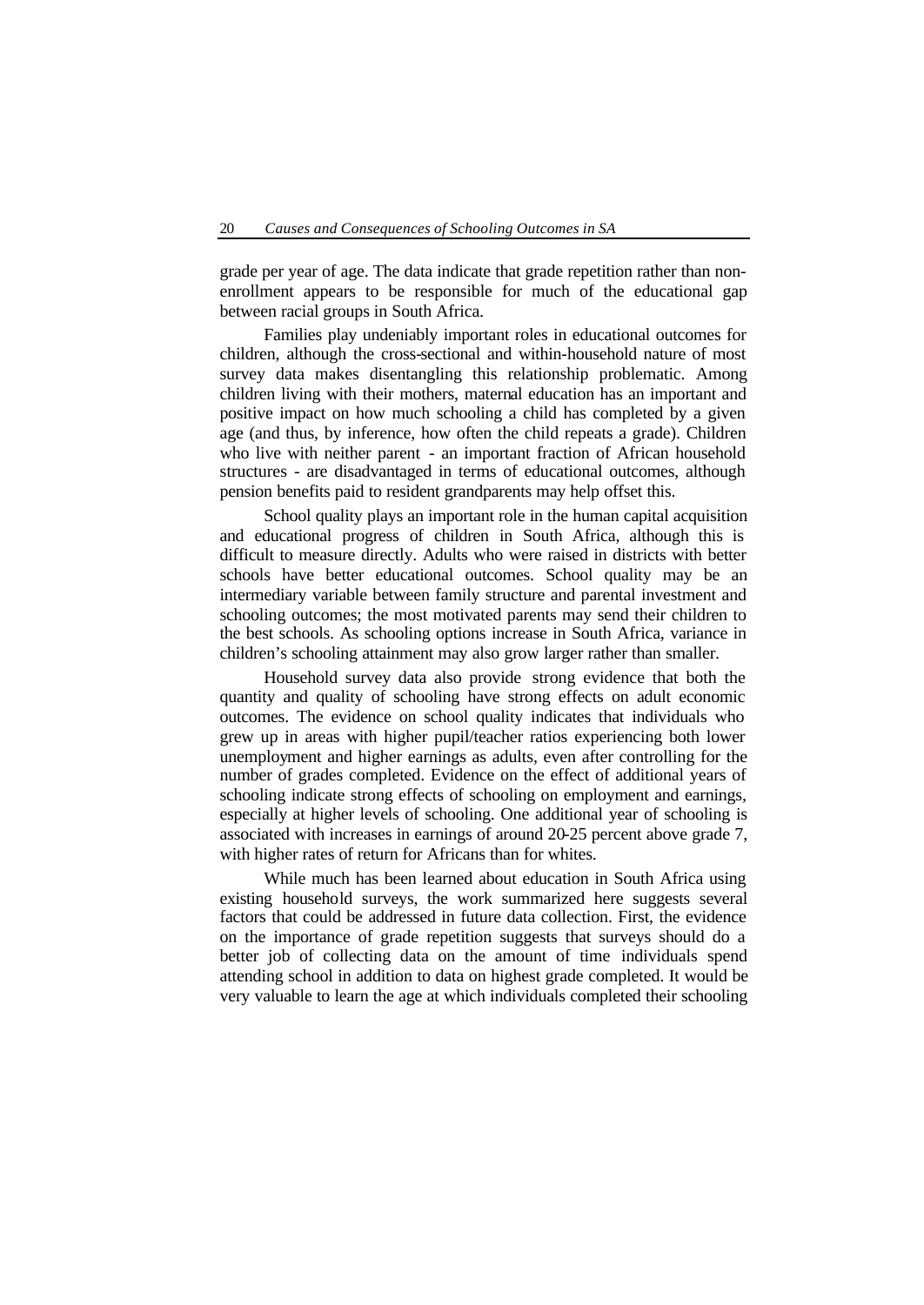grade per year of age. The data indicate that grade repetition rather than non-enrollment appears to be responsible for much of the educational gap between racial groups in South Africa.

Families play undeniably important roles in educational outcomes for children, although the cross-sectional and within-household nature of most survey data makes disentangling this relationship problematic. Among children living with their mothers, maternal education has an important and positive impact on how much schooling a child has completed by a given age (and thus, by inference, how often the child repeats a grade). Children who live with neither parent - an important fraction of African household structures - are disadvantaged in terms of educational outcomes, although pension benefits paid to resident grandparents may help offset this.

School quality plays an important role in the human capital acquisition and educational progress of children in South Africa, although this is difficult to measure directly. Adults who were raised in districts with better schools have better educational outcomes. School quality may be an intermediary variable between family structure and parental investment and schooling outcomes; the most motivated parents may send their children to the best schools. As schooling options increase in South Africa, variance in children's schooling attainment may also grow larger rather than smaller.

Household survey data also provide strong evidence that both the quantity and quality of schooling have strong effects on adult economic outcomes. The evidence on school quality indicates that individuals who grew up in areas with higher pupil/teacher ratios experiencing both lower unemployment and higher earnings as adults, even after controlling for the number of grades completed. Evidence on the effect of additional years of schooling indicate strong effects of schooling on employment and earnings, especially at higher levels of schooling. One additional year of schooling is associated with increases in earnings of around 20-25 percent above grade 7, with higher rates of return for Africans than for whites.

While much has been learned about education in South Africa using existing household surveys, the work summarized here suggests several factors that could be addressed in future data collection. First, the evidence on the importance of grade repetition suggests that surveys should do a better job of collecting data on the amount of time individuals spend attending school in addition to data on highest grade completed. It would be very valuable to learn the age at which individuals completed their schooling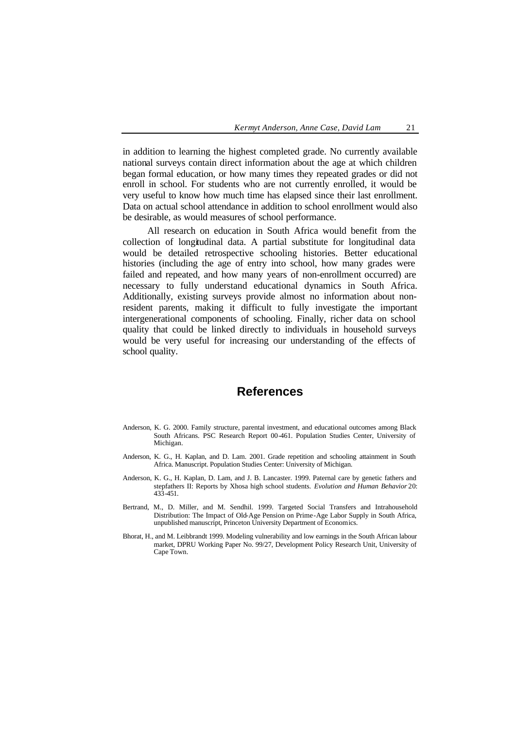in addition to learning the highest completed grade. No currently available national surveys contain direct information about the age at which children began formal education, or how many times they repeated grades or did not enroll in school. For students who are not currently enrolled, it would be very useful to know how much time has elapsed since their last enrollment. Data on actual school attendance in addition to school enrollment would also be desirable, as would measures of school performance.

All research on education in South Africa would benefit from the collection of longitudinal data. A partial substitute for longitudinal data would be detailed retrospective schooling histories. Better educational histories (including the age of entry into school, how many grades were failed and repeated, and how many years of non-enrollment occurred) are necessary to fully understand educational dynamics in South Africa. Additionally, existing surveys provide almost no information about non-resident parents, making it difficult to fully investigate the important intergenerational components of schooling. Finally, richer data on school quality that could be linked directly to individuals in household surveys would be very useful for increasing our understanding of the effects of school quality.

## References

Anderson, K. G. 2000. Family structure, parental investment, and educational outcomes among Black South Africans. PSC Research Report 00-461. Population Studies Center, University of Michigan.

Anderson, K. G., H. Kaplan, and D. Lam. 2001. Grade repetition and schooling attainment in South Africa. Manuscript. Population Studies Center: University of Michigan.

Anderson, K. G., H. Kaplan, D. Lam, and J. B. Lancaster. 1999. Paternal care by genetic fathers and stepfathers II: Reports by Xhosa high school students. *Evolution and Human Behavior* 20: 433-451.

Bertrand, M., D. Miller, and M. Sendhil. 1999. Targeted Social Transfers and Intrahousehold Distribution: The Impact of Old-Age Pension on Prime-Age Labor Supply in South Africa, unpublished manuscript, Princeton University Department of Economics.

Bhorat, H., and M. Leibbrandt 1999. Modeling vulnerability and low earnings in the South African labour market, DPRU Working Paper No. 99/27, Development Policy Research Unit, University of Cape Town.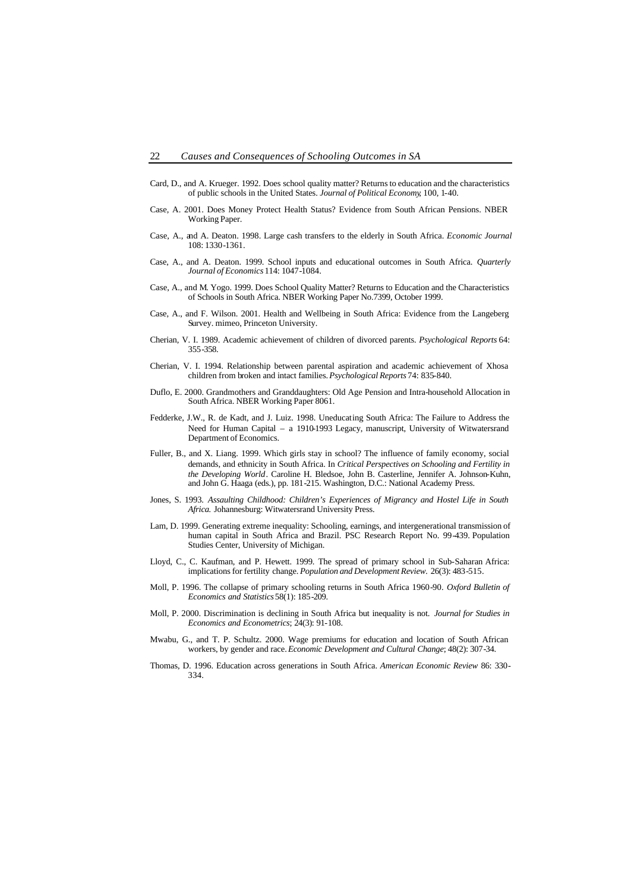Card, D., and A. Krueger. 1992. Does school quality matter? Returns to education and the characteristics of public schools in the United States. *Journal of Political Economy*, 100, 1-40.

Case, A. 2001. Does Money Protect Health Status? Evidence from South African Pensions. NBER Working Paper.

Case, A., and A. Deaton. 1998. Large cash transfers to the elderly in South Africa. *Economic Journal* 108: 1330-1361.

Case, A., and A. Deaton. 1999. School inputs and educational outcomes in South Africa. *Quarterly Journal of Economics* 114: 1047-1084.

Case, A., and M. Yogo. 1999. Does School Quality Matter? Returns to Education and the Characteristics of Schools in South Africa. NBER Working Paper No.7399, October 1999.

Case, A., and F. Wilson. 2001. Health and Wellbeing in South Africa: Evidence from the Langeberg Survey. mimeo, Princeton University.

Cherian, V. I. 1989. Academic achievement of children of divorced parents. *Psychological Reports* 64: 355-358.

Cherian, V. I. 1994. Relationship between parental aspiration and academic achievement of Xhosa children from broken and intact families. *Psychological Reports* 74: 835-840.

Duflo, E. 2000. Grandmothers and Granddaughters: Old Age Pension and Intra-household Allocation in South Africa. NBER Working Paper 8061.

Fedderke, J.W., R. de Kadt, and J. Luiz. 1998. Uneducating South Africa: The Failure to Address the Need for Human Capital – a 1910-1993 Legacy, manuscript, University of Witwatersrand Department of Economics.

Fuller, B., and X. Liang. 1999. Which girls stay in school? The influence of family economy, social demands, and ethnicity in South Africa. In *Critical Perspectives on Schooling and Fertility in the Developing World*. Caroline H. Bledsoe, John B. Casterline, Jennifer A. Johnson-Kuhn, and John G. Haaga (eds.), pp. 181-215. Washington, D.C.: National Academy Press.

Jones, S. 1993. *Assaulting Childhood: Children's Experiences of Migrancy and Hostel Life in South Africa.* Johannesburg: Witwatersrand University Press.

Lam, D. 1999. Generating extreme inequality: Schooling, earnings, and intergenerational transmission of human capital in South Africa and Brazil. PSC Research Report No. 99-439. Population Studies Center, University of Michigan.

Lloyd, C., C. Kaufman, and P. Hewett. 1999. The spread of primary school in Sub-Saharan Africa: implications for fertility change. *Population and Development Review.* 26(3): 483-515.

Moll, P. 1996. The collapse of primary schooling returns in South Africa 1960-90. *Oxford Bulletin of Economics and Statistics* 58(1): 185-209.

Moll, P. 2000. Discrimination is declining in South Africa but inequality is not. *Journal for Studies in Economics and Econometrics*; 24(3): 91-108.

Mwabu, G., and T. P. Schultz. 2000. Wage premiums for education and location of South African workers, by gender and race. *Economic Development and Cultural Change*; 48(2): 307-34.

Thomas, D. 1996. Education across generations in South Africa. *American Economic Review* 86: 330-334.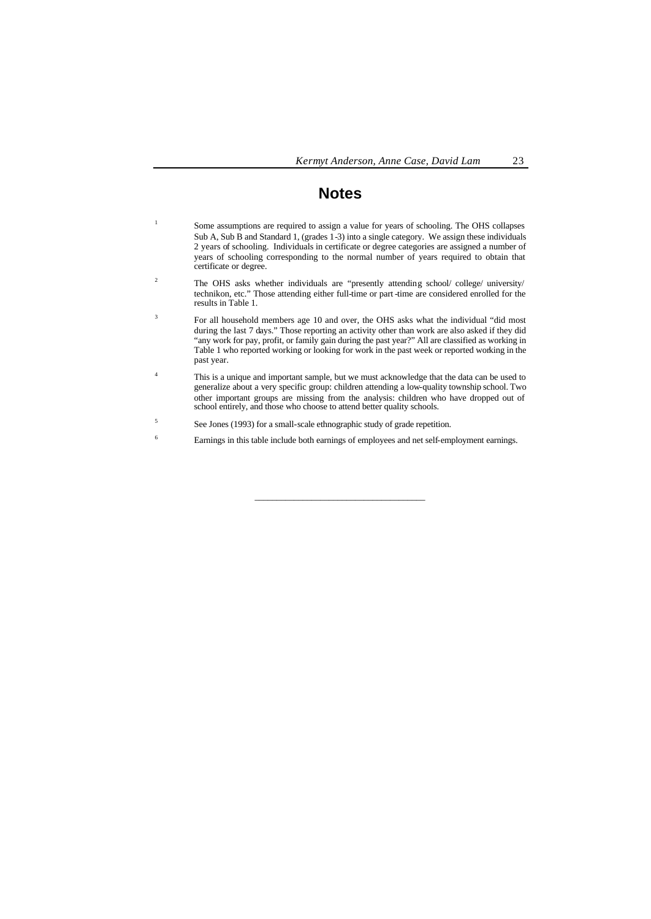# Notes

1. Some assumptions are required to assign a value for years of schooling. The OHS collapses Sub A, Sub B and Standard 1, (grades 1-3) into a single category. We assign these individuals 2 years of schooling. Individuals in certificate or degree categories are assigned a number of years of schooling corresponding to the normal number of years required to obtain that certificate or degree.

2. The OHS asks whether individuals are "presently attending school/ college/ university/ technikon, etc." Those attending either full-time or part-time are considered enrolled for the results in Table 1.

3. For all household members age 10 and over, the OHS asks what the individual "did most during the last 7 days." Those reporting an activity other than work are also asked if they did "any work for pay, profit, or family gain during the past year?" All are classified as working in Table 1 who reported working or looking for work in the past week or reported working in the past year.

4. This is a unique and important sample, but we must acknowledge that the data can be used to generalize about a very specific group: children attending a low-quality township school. Two other important groups are missing from the analysis: children who have dropped out of school entirely, and those who choose to attend better quality schools.

5. See Jones (1993) for a small-scale ethnographic study of grade repetition.

6. Earnings in this table include both earnings of employees and net self-employment earnings.